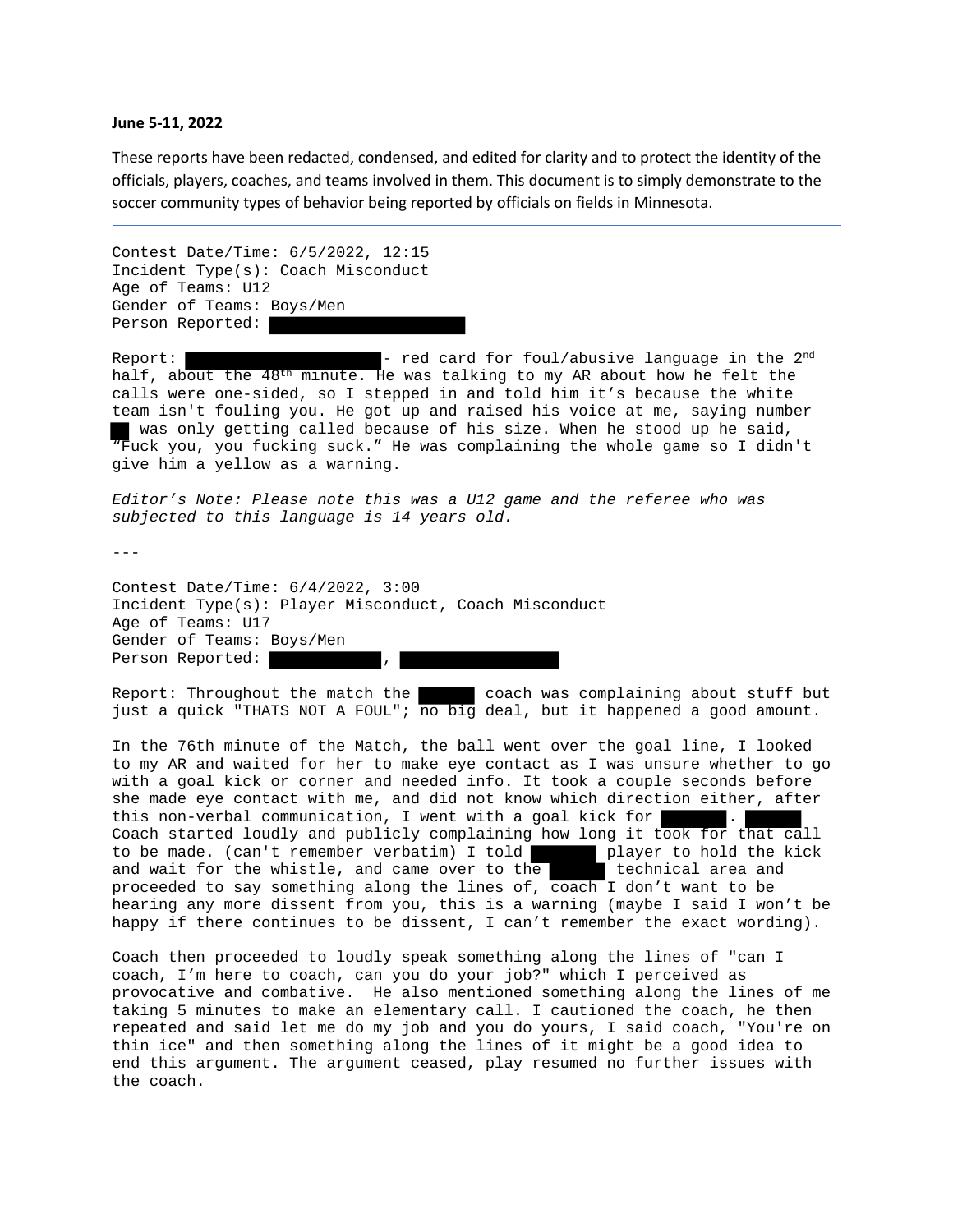**June 5-11, 2022**

These reports have been redacted, condensed, and edited for clarity and to protect the identity of the officials, players, coaches, and teams involved in them. This document is to simply demonstrate to the soccer community types of behavior being reported by officials on fields in Minnesota.

---

Contest Date/Time: 6/5/2022, 12:15
Incident Type(s): Coach Misconduct
Age of Teams: U12
Gender of Teams: Boys/Men
Person Reported: ██████████

Report: ██████████ - red card for foul/abusive language in the 2nd half, about the 48th minute. He was talking to my AR about how he felt the calls were one-sided, so I stepped in and told him it's because the white team isn't fouling you. He got up and raised his voice at me, saying number ██ was only getting called because of his size. When he stood up he said, "Fuck you, you fucking suck." He was complaining the whole game so I didn't give him a yellow as a warning.

*Editor's Note: Please note this was a U12 game and the referee who was subjected to this language is 14 years old.*

---

Contest Date/Time: 6/4/2022, 3:00
Incident Type(s): Player Misconduct, Coach Misconduct
Age of Teams: U17
Gender of Teams: Boys/Men
Person Reported: ██████████, ██████████

Report: Throughout the match the ██████ coach was complaining about stuff but just a quick "THATS NOT A FOUL"; no big deal, but it happened a good amount.

In the 76th minute of the Match, the ball went over the goal line, I looked to my AR and waited for her to make eye contact as I was unsure whether to go with a goal kick or corner and needed info. It took a couple seconds before she made eye contact with me, and did not know which direction either, after this non-verbal communication, I went with a goal kick for ██████. ██████ Coach started loudly and publicly complaining how long it took for that call to be made. (can't remember verbatim) I told ██████ player to hold the kick and wait for the whistle, and came over to the ██████ technical area and proceeded to say something along the lines of, coach I don't want to be hearing any more dissent from you, this is a warning (maybe I said I won't be happy if there continues to be dissent, I can't remember the exact wording).

Coach then proceeded to loudly speak something along the lines of "can I coach, I'm here to coach, can you do your job?" which I perceived as provocative and combative. He also mentioned something along the lines of me taking 5 minutes to make an elementary call. I cautioned the coach, he then repeated and said let me do my job and you do yours, I said coach, "You're on thin ice" and then something along the lines of it might be a good idea to end this argument. The argument ceased, play resumed no further issues with the coach.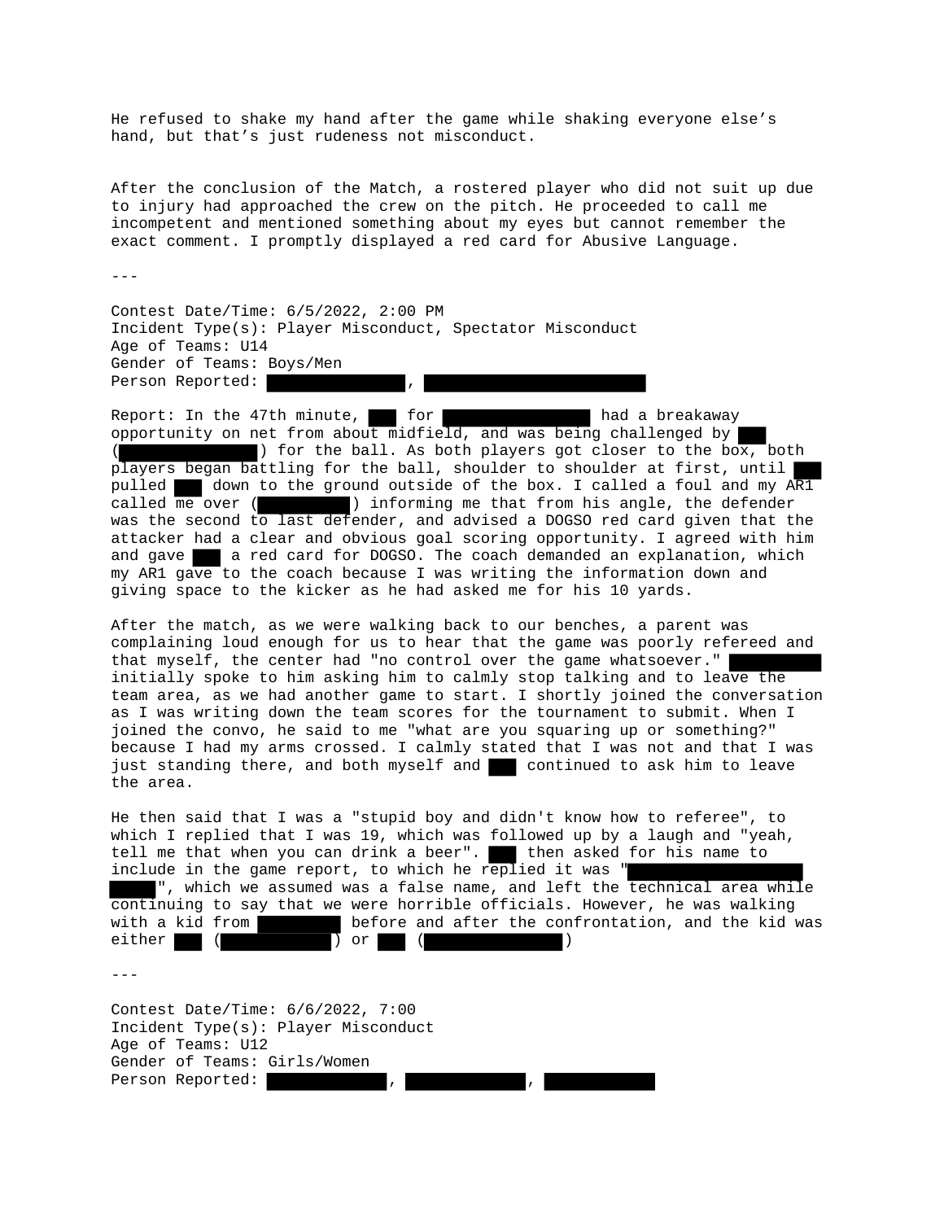He refused to shake my hand after the game while shaking everyone else's hand, but that's just rudeness not misconduct.

After the conclusion of the Match, a rostered player who did not suit up due to injury had approached the crew on the pitch. He proceeded to call me incompetent and mentioned something about my eyes but cannot remember the exact comment. I promptly displayed a red card for Abusive Language.

---

Contest Date/Time: 6/5/2022, 2:00 PM
Incident Type(s): Player Misconduct, Spectator Misconduct
Age of Teams: U14
Gender of Teams: Boys/Men
Person Reported: ███████, ███████████

Report: In the 47th minute, ██ for ███████ had a breakaway opportunity on net from about midfield, and was being challenged by ██ (███████) for the ball. As both players got closer to the box, both players began battling for the ball, shoulder to shoulder at first, until ██ pulled ██ down to the ground outside of the box. I called a foul and my AR1 called me over (█████) informing me that from his angle, the defender was the second to last defender, and advised a DOGSO red card given that the attacker had a clear and obvious goal scoring opportunity. I agreed with him and gave ██ a red card for DOGSO. The coach demanded an explanation, which my AR1 gave to the coach because I was writing the information down and giving space to the kicker as he had asked me for his 10 yards.

After the match, as we were walking back to our benches, a parent was complaining loud enough for us to hear that the game was poorly refereed and that myself, the center had "no control over the game whatsoever." █████ initially spoke to him asking him to calmly stop talking and to leave the team area, as we had another game to start. I shortly joined the conversation as I was writing down the team scores for the tournament to submit. When I joined the convo, he said to me "what are you squaring up or something?" because I had my arms crossed. I calmly stated that I was not and that I was just standing there, and both myself and ██ continued to ask him to leave the area.

He then said that I was a "stupid boy and didn't know how to referee", to which I replied that I was 19, which was followed up by a laugh and "yeah, tell me that when you can drink a beer". ██ then asked for his name to include in the game report, to which he replied it was "█████████ ███", which we assumed was a false name, and left the technical area while continuing to say that we were horrible officials. However, he was walking with a kid from █████ before and after the confrontation, and the kid was either ██ (██████) or ██ (███████)

---

Contest Date/Time: 6/6/2022, 7:00
Incident Type(s): Player Misconduct
Age of Teams: U12
Gender of Teams: Girls/Women
Person Reported: ██████, ██████, ██████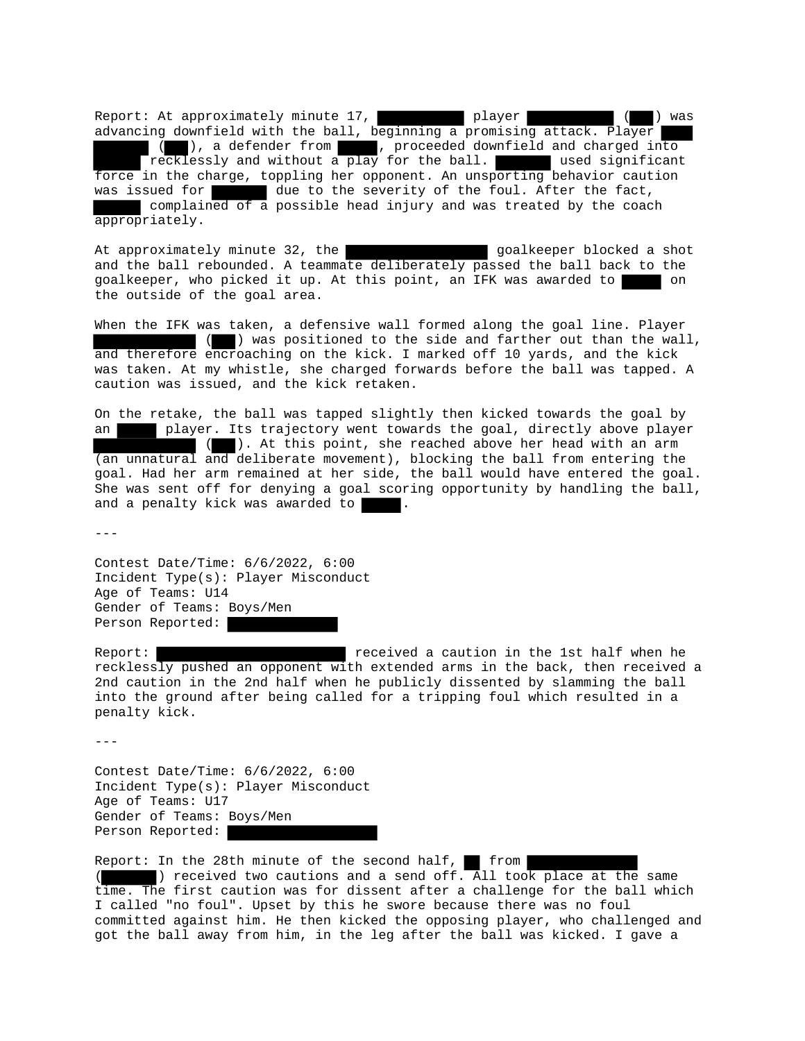Report: At approximately minute 17, ██████████ player ██████████ (███) was advancing downfield with the ball, beginning a promising attack. Player ██████████ (███), a defender from █████, proceeded downfield and charged into ███████ recklessly and without a play for the ball. ███████ used significant force in the charge, toppling her opponent. An unsporting behavior caution was issued for ███████ due to the severity of the foul. After the fact, ██████ complained of a possible head injury and was treated by the coach appropriately.

At approximately minute 32, the ██████████████████ goalkeeper blocked a shot and the ball rebounded. A teammate deliberately passed the ball back to the goalkeeper, who picked it up. At this point, an IFK was awarded to █████ on the outside of the goal area.

When the IFK was taken, a defensive wall formed along the goal line. Player █████████████ (███) was positioned to the side and farther out than the wall, and therefore encroaching on the kick. I marked off 10 yards, and the kick was taken. At my whistle, she charged forwards before the ball was tapped. A caution was issued, and the kick retaken.

On the retake, the ball was tapped slightly then kicked towards the goal by an █████ player. Its trajectory went towards the goal, directly above player █████████████ (███). At this point, she reached above her head with an arm (an unnatural and deliberate movement), blocking the ball from entering the goal. Had her arm remained at her side, the ball would have entered the goal. She was sent off for denying a goal scoring opportunity by handling the ball, and a penalty kick was awarded to █████.

---

Contest Date/Time: 6/6/2022, 6:00
Incident Type(s): Player Misconduct
Age of Teams: U14
Gender of Teams: Boys/Men
Person Reported: ██████████████

Report: ████████████████████████ received a caution in the 1st half when he recklessly pushed an opponent with extended arms in the back, then received a 2nd caution in the 2nd half when he publicly dissented by slamming the ball into the ground after being called for a tripping foul which resulted in a penalty kick.

---

Contest Date/Time: 6/6/2022, 6:00
Incident Type(s): Player Misconduct
Age of Teams: U17
Gender of Teams: Boys/Men
Person Reported: ███████████████████

Report: In the 28th minute of the second half, ██ from ██████████████ (███████) received two cautions and a send off. All took place at the same time. The first caution was for dissent after a challenge for the ball which I called "no foul". Upset by this he swore because there was no foul committed against him. He then kicked the opposing player, who challenged and got the ball away from him, in the leg after the ball was kicked. I gave a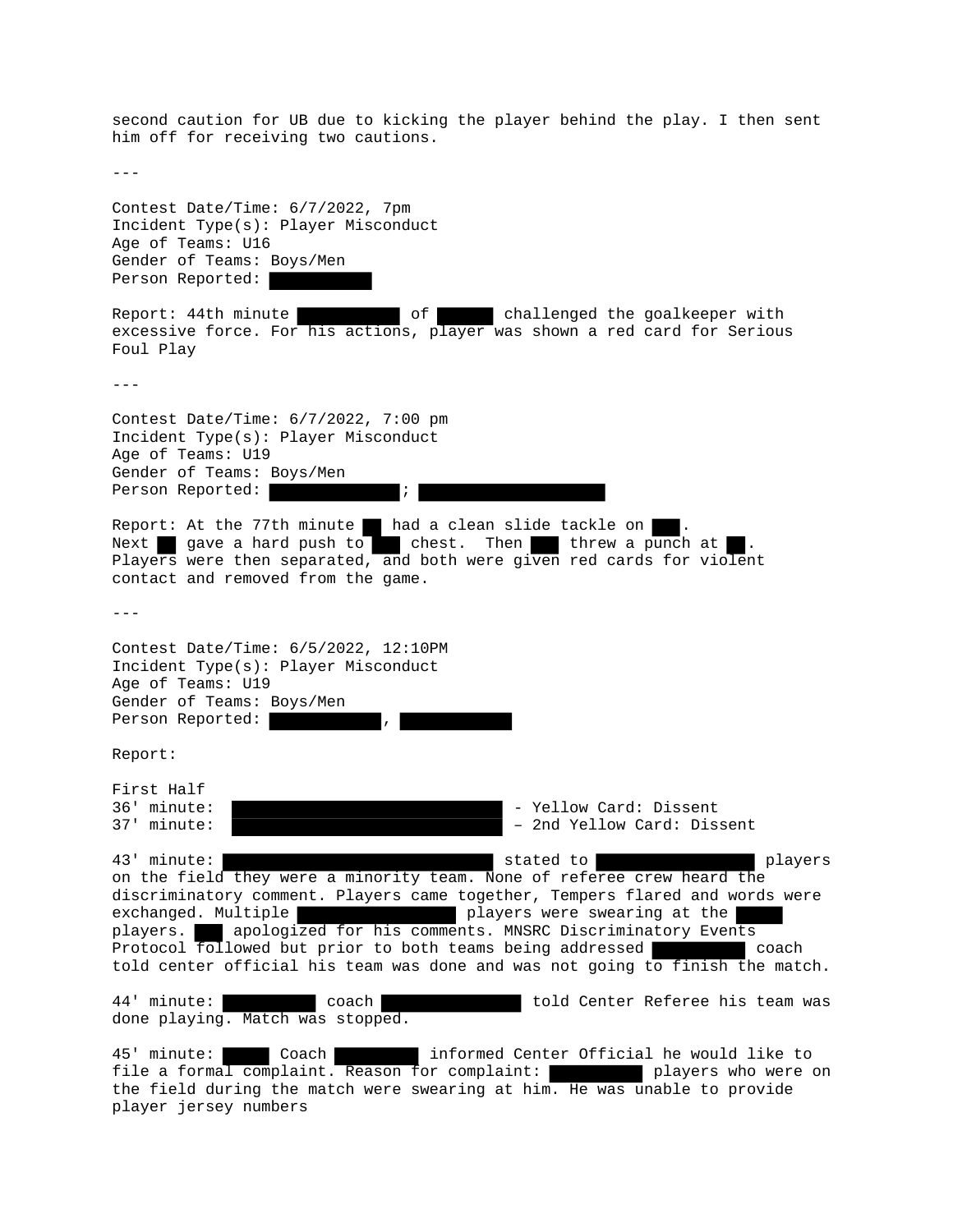second caution for UB due to kicking the player behind the play. I then sent him off for receiving two cautions.

---

Contest Date/Time: 6/7/2022, 7pm
Incident Type(s): Player Misconduct
Age of Teams: U16
Gender of Teams: Boys/Men
Person Reported: ██████

Report: 44th minute ██████ of ████ challenged the goalkeeper with excessive force. For his actions, player was shown a red card for Serious Foul Play

---

Contest Date/Time: 6/7/2022, 7:00 pm
Incident Type(s): Player Misconduct
Age of Teams: U19
Gender of Teams: Boys/Men
Person Reported: ████████; ████████████

Report: At the 77th minute ██ had a clean slide tackle on ██. Next ██ gave a hard push to ██ chest. Then ██ threw a punch at ██. Players were then separated, and both were given red cards for violent contact and removed from the game.

---

Contest Date/Time: 6/5/2022, 12:10PM
Incident Type(s): Player Misconduct
Age of Teams: U19
Gender of Teams: Boys/Men
Person Reported: ███████, ███████

Report:

First Half
36' minute: ████████████████ - Yellow Card: Dissent
37' minute: ████████████████ – 2nd Yellow Card: Dissent

43' minute: ████████████████ stated to ██████████ players on the field they were a minority team. None of referee crew heard the discriminatory comment. Players came together, Tempers flared and words were exchanged. Multiple ██████████ players were swearing at the ███ players. ██ apologized for his comments. MNSRC Discriminatory Events Protocol followed but prior to both teams being addressed ██████ coach told center official his team was done and was not going to finish the match.

44' minute: ██████ coach █████████ told Center Referee his team was done playing. Match was stopped.

45' minute: ███ Coach █████ informed Center Official he would like to file a formal complaint. Reason for complaint: ██████ players who were on the field during the match were swearing at him. He was unable to provide player jersey numbers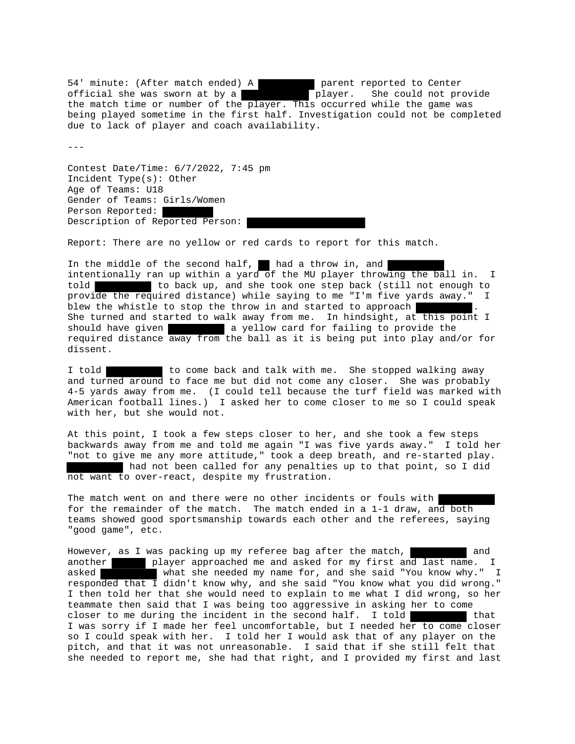54' minute: (After match ended) A ██████████ parent reported to Center official she was sworn at by a ██████████ player. She could not provide the match time or number of the player. This occurred while the game was being played sometime in the first half. Investigation could not be completed due to lack of player and coach availability.

---

Contest Date/Time: 6/7/2022, 7:45 pm
Incident Type(s): Other
Age of Teams: U18
Gender of Teams: Girls/Women
Person Reported: ██████████
Description of Reported Person: ██████████

Report: There are no yellow or red cards to report for this match.

In the middle of the second half, ██ had a throw in, and ██████████ intentionally ran up within a yard of the MU player throwing the ball in. I told ██████████ to back up, and she took one step back (still not enough to provide the required distance) while saying to me "I'm five yards away." I blew the whistle to stop the throw in and started to approach ██████████. She turned and started to walk away from me. In hindsight, at this point I should have given ██████████ a yellow card for failing to provide the required distance away from the ball as it is being put into play and/or for dissent.

I told ██████████ to come back and talk with me. She stopped walking away and turned around to face me but did not come any closer. She was probably 4-5 yards away from me. (I could tell because the turf field was marked with American football lines.) I asked her to come closer to me so I could speak with her, but she would not.

At this point, I took a few steps closer to her, and she took a few steps backwards away from me and told me again "I was five yards away." I told her "not to give me any more attitude," took a deep breath, and re-started play. ██████████ had not been called for any penalties up to that point, so I did not want to over-react, despite my frustration.

The match went on and there were no other incidents or fouls with ██████████ for the remainder of the match. The match ended in a 1-1 draw, and both teams showed good sportsmanship towards each other and the referees, saying "good game", etc.

However, as I was packing up my referee bag after the match, ██████████ and another ██████ player approached me and asked for my first and last name. I asked ██████████ what she needed my name for, and she said "You know why." I responded that I didn't know why, and she said "You know what you did wrong." I then told her that she would need to explain to me what I did wrong, so her teammate then said that I was being too aggressive in asking her to come closer to me during the incident in the second half. I told ██████████ that I was sorry if I made her feel uncomfortable, but I needed her to come closer so I could speak with her. I told her I would ask that of any player on the pitch, and that it was not unreasonable. I said that if she still felt that she needed to report me, she had that right, and I provided my first and last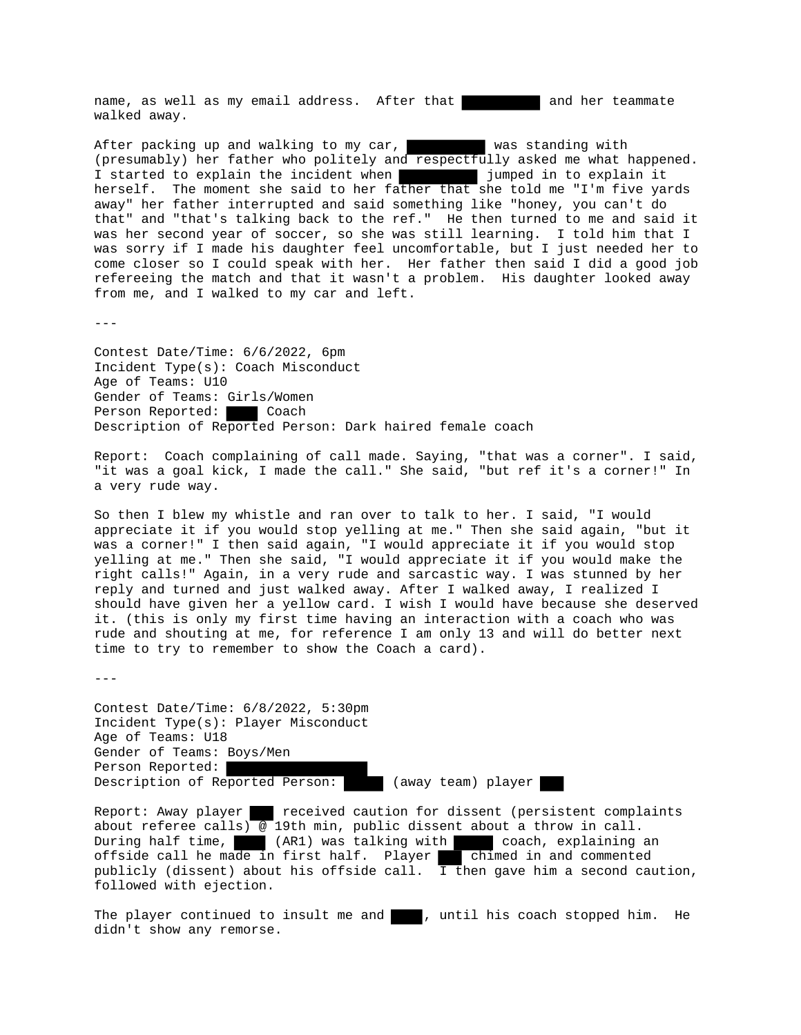name, as well as my email address. After that ██████ and her teammate walked away.

After packing up and walking to my car, ██████ was standing with (presumably) her father who politely and respectfully asked me what happened. I started to explain the incident when ██████ jumped in to explain it herself. The moment she said to her father that she told me "I'm five yards away" her father interrupted and said something like "honey, you can't do that" and "that's talking back to the ref." He then turned to me and said it was her second year of soccer, so she was still learning. I told him that I was sorry if I made his daughter feel uncomfortable, but I just needed her to come closer so I could speak with her. Her father then said I did a good job refereeing the match and that it wasn't a problem. His daughter looked away from me, and I walked to my car and left.

---

Contest Date/Time: 6/6/2022, 6pm
Incident Type(s): Coach Misconduct
Age of Teams: U10
Gender of Teams: Girls/Women
Person Reported: ███ Coach
Description of Reported Person: Dark haired female coach

Report: Coach complaining of call made. Saying, "that was a corner". I said, "it was a goal kick, I made the call." She said, "but ref it's a corner!" In a very rude way.

So then I blew my whistle and ran over to talk to her. I said, "I would appreciate it if you would stop yelling at me." Then she said again, "but it was a corner!" I then said again, "I would appreciate it if you would stop yelling at me." Then she said, "I would appreciate it if you would make the right calls!" Again, in a very rude and sarcastic way. I was stunned by her reply and turned and just walked away. After I walked away, I realized I should have given her a yellow card. I wish I would have because she deserved it. (this is only my first time having an interaction with a coach who was rude and shouting at me, for reference I am only 13 and will do better next time to try to remember to show the Coach a card).

---

Contest Date/Time: 6/8/2022, 5:30pm
Incident Type(s): Player Misconduct
Age of Teams: U18
Gender of Teams: Boys/Men
Person Reported: ██████████
Description of Reported Person: ███ (away team) player ██

Report: Away player ██ received caution for dissent (persistent complaints about referee calls) @ 19th min, public dissent about a throw in call. During half time, ███ (AR1) was talking with ███ coach, explaining an offside call he made in first half. Player ██ chimed in and commented publicly (dissent) about his offside call. I then gave him a second caution, followed with ejection.

The player continued to insult me and ███, until his coach stopped him. He didn't show any remorse.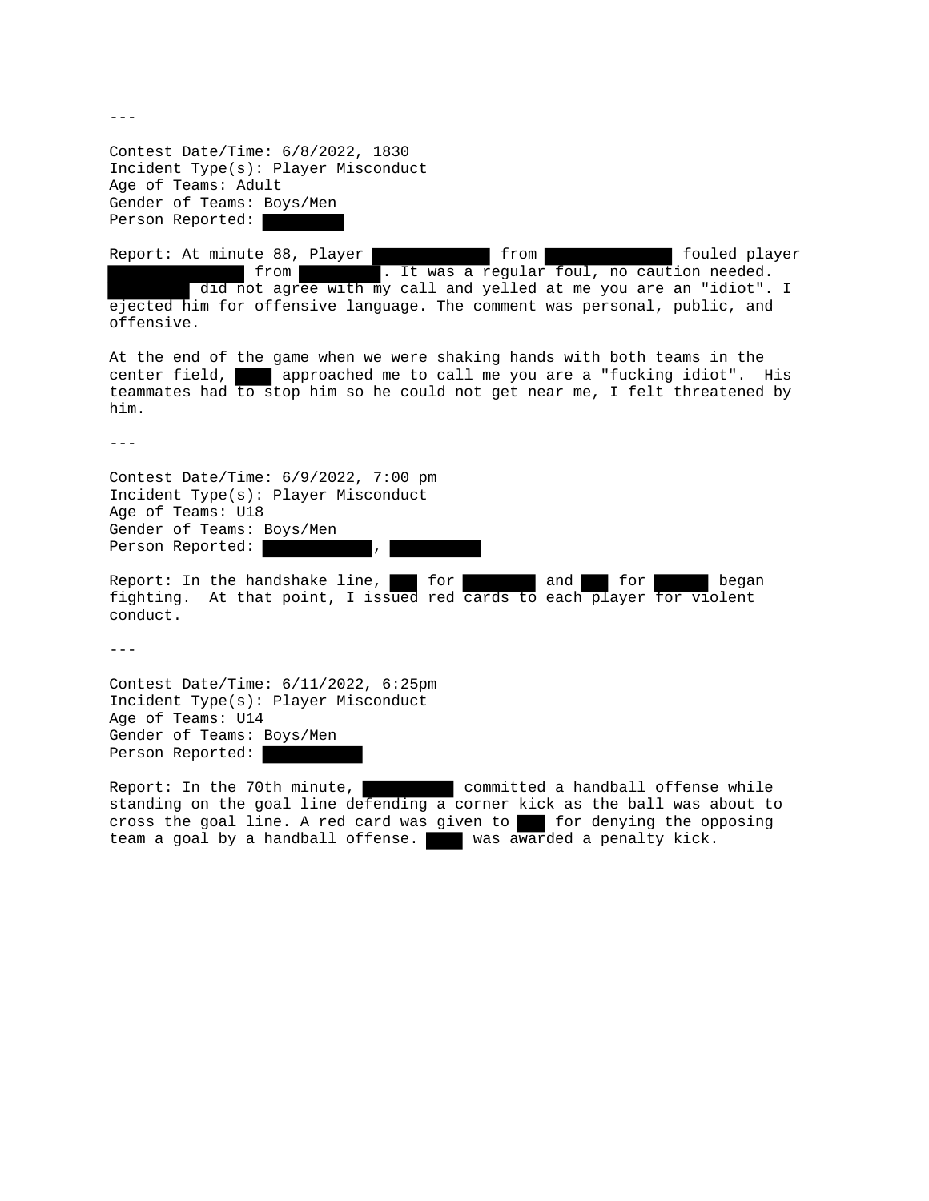---

Contest Date/Time: 6/8/2022, 1830
Incident Type(s): Player Misconduct
Age of Teams: Adult
Gender of Teams: Boys/Men
Person Reported: [REDACTED]

Report: At minute 88, Player [REDACTED] from [REDACTED] fouled player [REDACTED] from [REDACTED]. It was a regular foul, no caution needed. [REDACTED] did not agree with my call and yelled at me you are an "idiot". I ejected him for offensive language. The comment was personal, public, and offensive.

At the end of the game when we were shaking hands with both teams in the center field, [REDACTED] approached me to call me you are a "fucking idiot". His teammates had to stop him so he could not get near me, I felt threatened by him.

---

Contest Date/Time: 6/9/2022, 7:00 pm
Incident Type(s): Player Misconduct
Age of Teams: U18
Gender of Teams: Boys/Men
Person Reported: [REDACTED], [REDACTED]

Report: In the handshake line, [REDACTED] for [REDACTED] and [REDACTED] for [REDACTED] began fighting. At that point, I issued red cards to each player for violent conduct.

---

Contest Date/Time: 6/11/2022, 6:25pm
Incident Type(s): Player Misconduct
Age of Teams: U14
Gender of Teams: Boys/Men
Person Reported: [REDACTED]

Report: In the 70th minute, [REDACTED] committed a handball offense while standing on the goal line defending a corner kick as the ball was about to cross the goal line. A red card was given to [REDACTED] for denying the opposing team a goal by a handball offense. [REDACTED] was awarded a penalty kick.